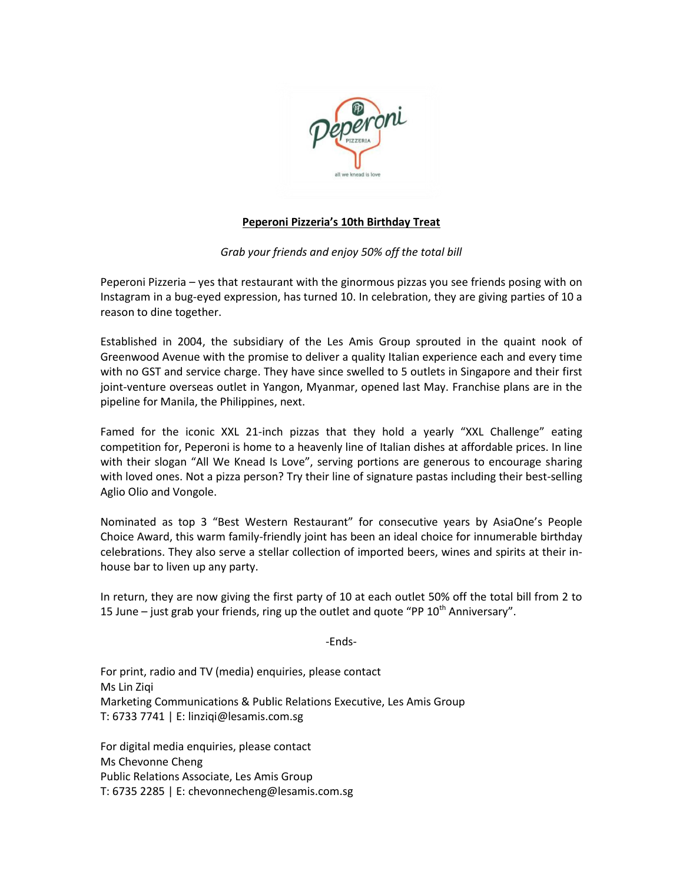**Peperoni Pizzeria's 10th Birthday Treat**

*Grab your friends and enjoy 50% off the total bill*

Peperoni Pizzeria – yes that restaurant with the ginormous pizzas you see friends posing with on Instagram in a bug-eyed expression, has turned 10. In celebration, they are giving parties of 10 a reason to dine together.

Established in 2004, the subsidiary of the Les Amis Group sprouted in the quaint nook of Greenwood Avenue with the promise to deliver a quality Italian experience each and every time with no GST and service charge. They have since swelled to 5 outlets in Singapore and their first joint-venture overseas outlet in Yangon, Myanmar, opened last May. Franchise plans are in the pipeline for Manila, the Philippines, next.

Famed for the iconic XXL 21-inch pizzas that they hold a yearly "XXL Challenge" eating competition for, Peperoni is home to a heavenly line of Italian dishes at affordable prices. In line with their slogan "All We Knead Is Love", serving portions are generous to encourage sharing with loved ones. Not a pizza person? Try their line of signature pastas including their best-selling Aglio Olio and Vongole.

Nominated as top 3 "Best Western Restaurant" for consecutive years by AsiaOne's People Choice Award, this warm family-friendly joint has been an ideal choice for innumerable birthday celebrations. They also serve a stellar collection of imported beers, wines and spirits at their in-house bar to liven up any party.

In return, they are now giving the first party of 10 at each outlet 50% off the total bill from 2 to 15 June – just grab your friends, ring up the outlet and quote "PP 10th Anniversary".

-Ends-

For print, radio and TV (media) enquiries, please contact
Ms Lin Ziqi
Marketing Communications & Public Relations Executive, Les Amis Group
T: 6733 7741 | E: linziqi@lesamis.com.sg

For digital media enquiries, please contact
Ms Chevonne Cheng
Public Relations Associate, Les Amis Group
T: 6735 2285 | E: chevonnecheng@lesamis.com.sg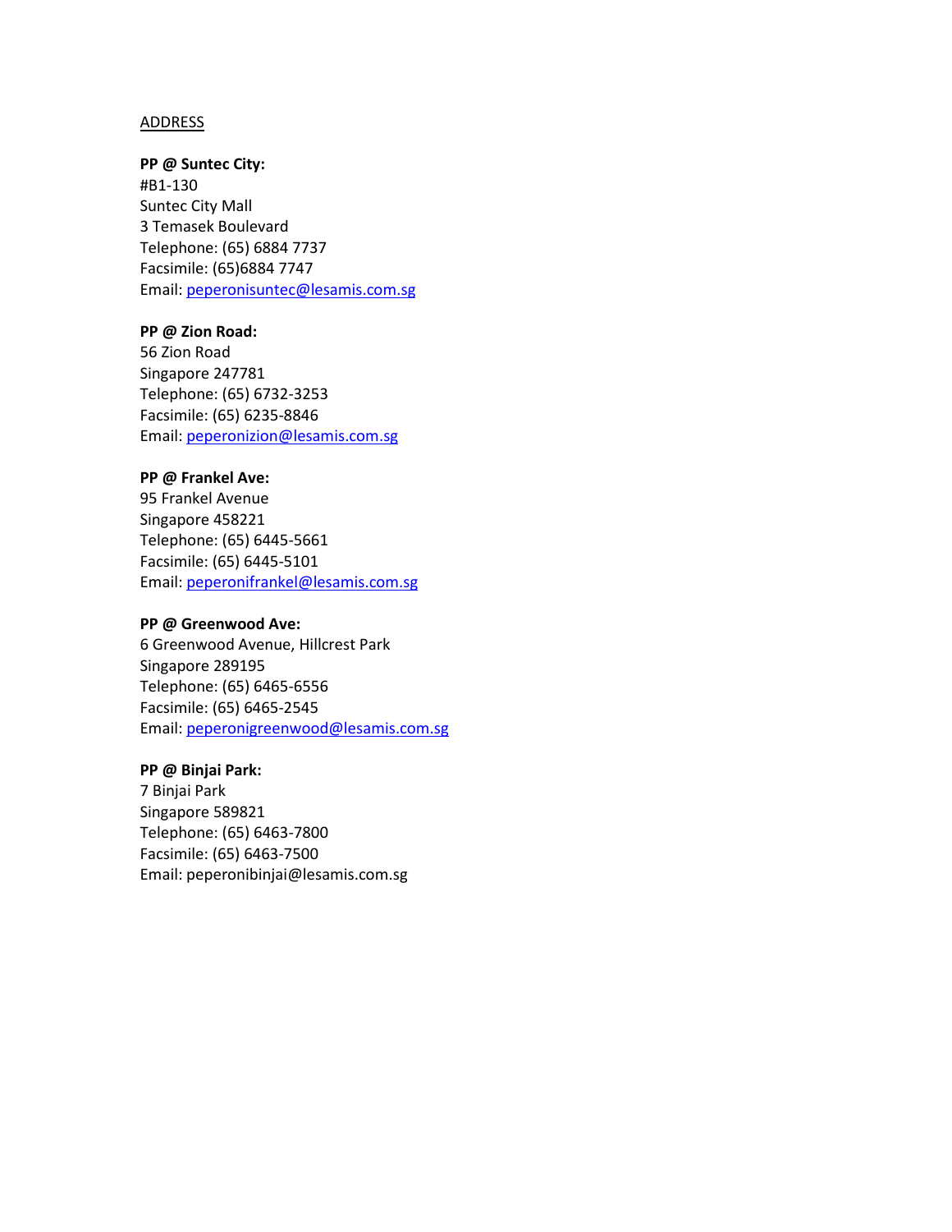ADDRESS

**PP @ Suntec City:**
#B1-130
Suntec City Mall
3 Temasek Boulevard
Telephone: (65) 6884 7737
Facsimile: (65)6884 7747
Email: peperonisuntec@lesamis.com.sg

**PP @ Zion Road:**
56 Zion Road
Singapore 247781
Telephone: (65) 6732-3253
Facsimile: (65) 6235-8846
Email: peperonizion@lesamis.com.sg

**PP @ Frankel Ave:**
95 Frankel Avenue
Singapore 458221
Telephone: (65) 6445-5661
Facsimile: (65) 6445-5101
Email: peperonifrankel@lesamis.com.sg

**PP @ Greenwood Ave:**
6 Greenwood Avenue, Hillcrest Park
Singapore 289195
Telephone: (65) 6465-6556
Facsimile: (65) 6465-2545
Email: peperonigreenwood@lesamis.com.sg

**PP @ Binjai Park:**
7 Binjai Park
Singapore 589821
Telephone: (65) 6463-7800
Facsimile: (65) 6463-7500
Email: peperonibinjai@lesamis.com.sg